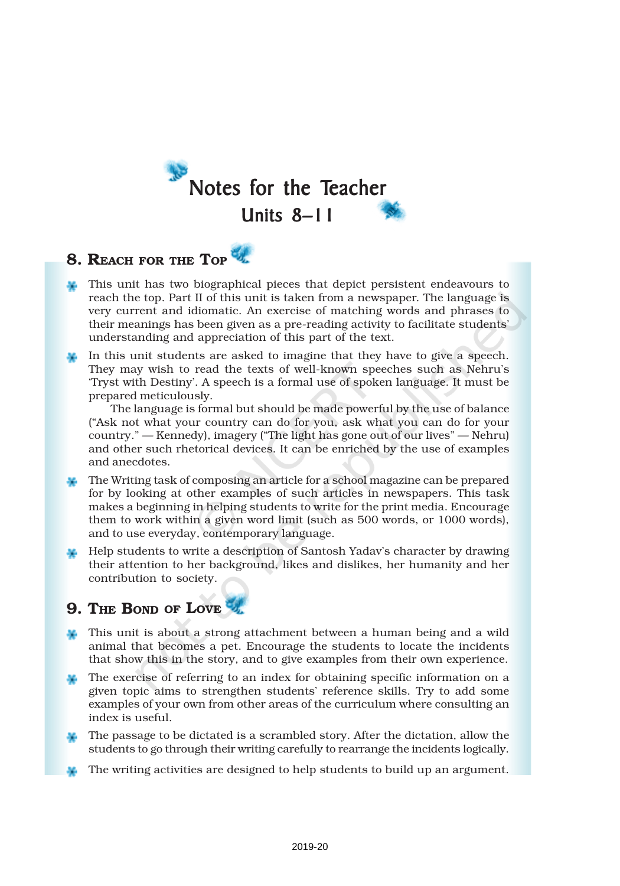# Notes for the Teacher
## Units 8–11

## 8. Reach for the Top

- This unit has two biographical pieces that depict persistent endeavours to reach the top. Part II of this unit is taken from a newspaper. The language is very current and idiomatic. An exercise of matching words and phrases to their meanings has been given as a pre-reading activity to facilitate students' understanding and appreciation of this part of the text.
- In this unit students are asked to imagine that they have to give a speech. They may wish to read the texts of well-known speeches such as Nehru's 'Tryst with Destiny'. A speech is a formal use of spoken language. It must be prepared meticulously.

  The language is formal but should be made powerful by the use of balance ("Ask not what your country can do for you, ask what you can do for your country." — Kennedy), imagery ("The light has gone out of our lives" — Nehru) and other such rhetorical devices. It can be enriched by the use of examples and anecdotes.
- The Writing task of composing an article for a school magazine can be prepared for by looking at other examples of such articles in newspapers. This task makes a beginning in helping students to write for the print media. Encourage them to work within a given word limit (such as 500 words, or 1000 words), and to use everyday, contemporary language.
- Help students to write a description of Santosh Yadav's character by drawing their attention to her background, likes and dislikes, her humanity and her contribution to society.

## 9. The Bond of Love

- This unit is about a strong attachment between a human being and a wild animal that becomes a pet. Encourage the students to locate the incidents that show this in the story, and to give examples from their own experience.
- The exercise of referring to an index for obtaining specific information on a given topic aims to strengthen students' reference skills. Try to add some examples of your own from other areas of the curriculum where consulting an index is useful.
- The passage to be dictated is a scrambled story. After the dictation, allow the students to go through their writing carefully to rearrange the incidents logically.
- The writing activities are designed to help students to build up an argument.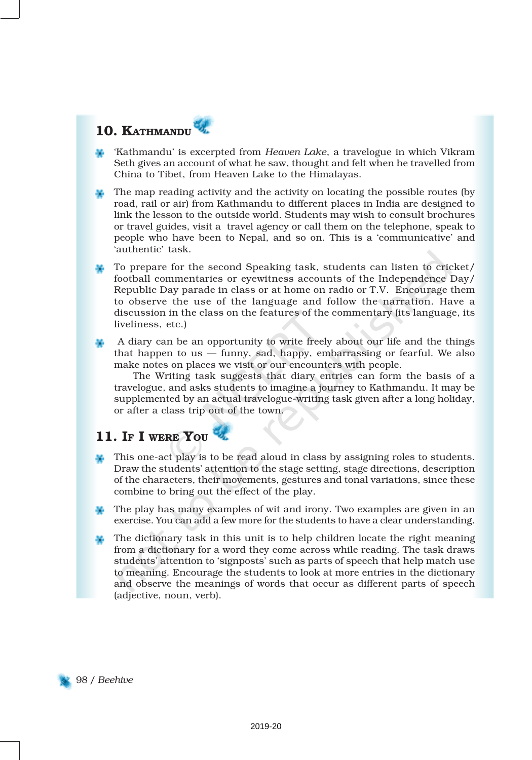## 10. Kathmandu

- 'Kathmandu' is excerpted from *Heaven Lake*, a travelogue in which Vikram Seth gives an account of what he saw, thought and felt when he travelled from China to Tibet, from Heaven Lake to the Himalayas.
- The map reading activity and the activity on locating the possible routes (by road, rail or air) from Kathmandu to different places in India are designed to link the lesson to the outside world. Students may wish to consult brochures or travel guides, visit a travel agency or call them on the telephone, speak to people who have been to Nepal, and so on. This is a 'communicative' and 'authentic' task.
- To prepare for the second Speaking task, students can listen to cricket/football commentaries or eyewitness accounts of the Independence Day/Republic Day parade in class or at home on radio or T.V. Encourage them to observe the use of the language and follow the narration. Have a discussion in the class on the features of the commentary (its language, its liveliness, etc.)
- A diary can be an opportunity to write freely about our life and the things that happen to us — funny, sad, happy, embarrassing or fearful. We also make notes on places we visit or our encounters with people.

  The Writing task suggests that diary entries can form the basis of a travelogue, and asks students to imagine a journey to Kathmandu. It may be supplemented by an actual travelogue-writing task given after a long holiday, or after a class trip out of the town.

## 11. If I were You

- This one-act play is to be read aloud in class by assigning roles to students. Draw the students' attention to the stage setting, stage directions, description of the characters, their movements, gestures and tonal variations, since these combine to bring out the effect of the play.
- The play has many examples of wit and irony. Two examples are given in an exercise. You can add a few more for the students to have a clear understanding.
- The dictionary task in this unit is to help children locate the right meaning from a dictionary for a word they come across while reading. The task draws students' attention to 'signposts' such as parts of speech that help match use to meaning. Encourage the students to look at more entries in the dictionary and observe the meanings of words that occur as different parts of speech (adjective, noun, verb).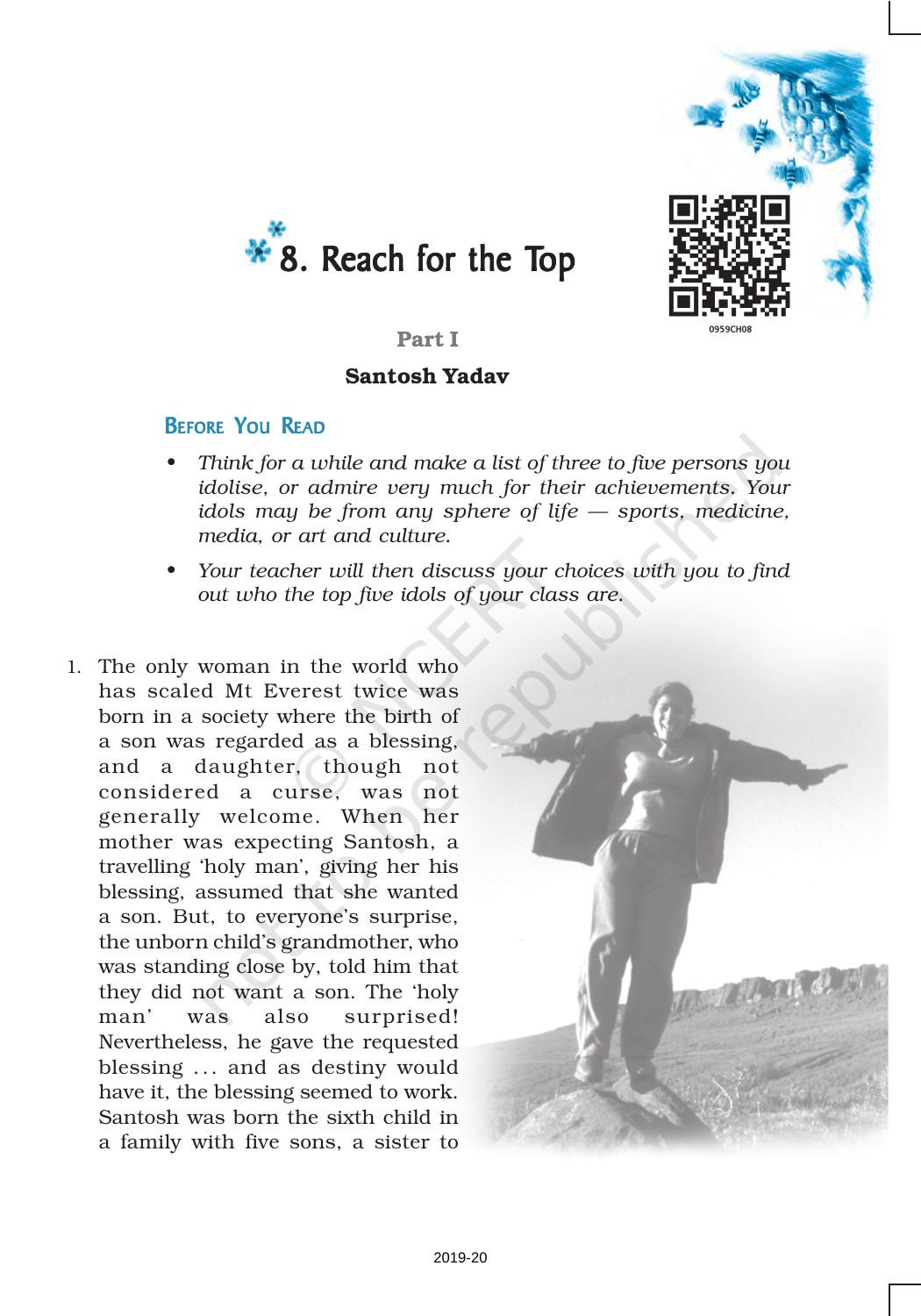# 8. Reach for the Top

## Part I

### Santosh Yadav

**BEFORE YOU READ**

- *Think for a while and make a list of three to five persons you idolise, or admire very much for their achievements. Your idols may be from any sphere of life — sports, medicine, media, or art and culture.*
- *Your teacher will then discuss your choices with you to find out who the top five idols of your class are.*

1. The only woman in the world who has scaled Mt Everest twice was born in a society where the birth of a son was regarded as a blessing, and a daughter, though not considered a curse, was not generally welcome. When her mother was expecting Santosh, a travelling 'holy man', giving her his blessing, assumed that she wanted a son. But, to everyone's surprise, the unborn child's grandmother, who was standing close by, told him that they did not want a son. The 'holy man' was also surprised! Nevertheless, he gave the requested blessing ... and as destiny would have it, the blessing seemed to work. Santosh was born the sixth child in a family with five sons, a sister to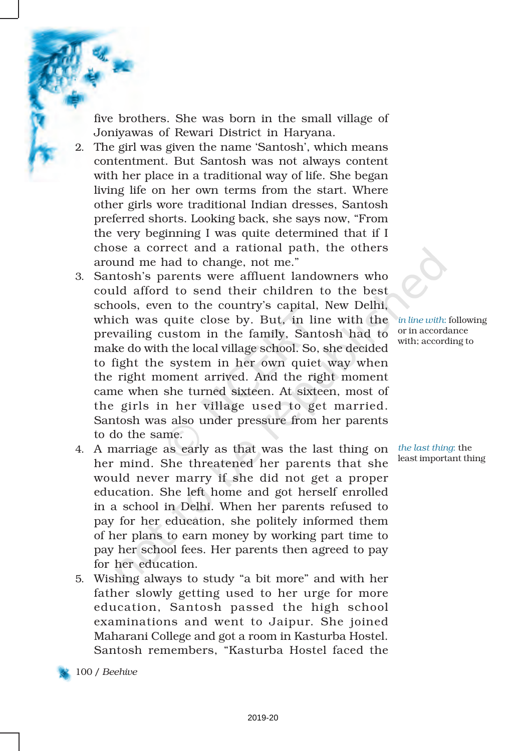five brothers. She was born in the small village of Joniyawas of Rewari District in Haryana.

2. The girl was given the name 'Santosh', which means contentment. But Santosh was not always content with her place in a traditional way of life. She began living life on her own terms from the start. Where other girls wore traditional Indian dresses, Santosh preferred shorts. Looking back, she says now, "From the very beginning I was quite determined that if I chose a correct and a rational path, the others around me had to change, not me."

3. Santosh's parents were affluent landowners who could afford to send their children to the best schools, even to the country's capital, New Delhi, which was quite close by. But, in line with the prevailing custom in the family, Santosh had to make do with the local village school. So, she decided to fight the system in her own quiet way when the right moment arrived. And the right moment came when she turned sixteen. At sixteen, most of the girls in her village used to get married. Santosh was also under pressure from her parents to do the same.

*in line with:* following or in accordance with; according to

4. A marriage as early as that was the last thing on her mind. She threatened her parents that she would never marry if she did not get a proper education. She left home and got herself enrolled in a school in Delhi. When her parents refused to pay for her education, she politely informed them of her plans to earn money by working part time to pay her school fees. Her parents then agreed to pay for her education.

*the last thing:* the least important thing

5. Wishing always to study "a bit more" and with her father slowly getting used to her urge for more education, Santosh passed the high school examinations and went to Jaipur. She joined Maharani College and got a room in Kasturba Hostel. Santosh remembers, "Kasturba Hostel faced the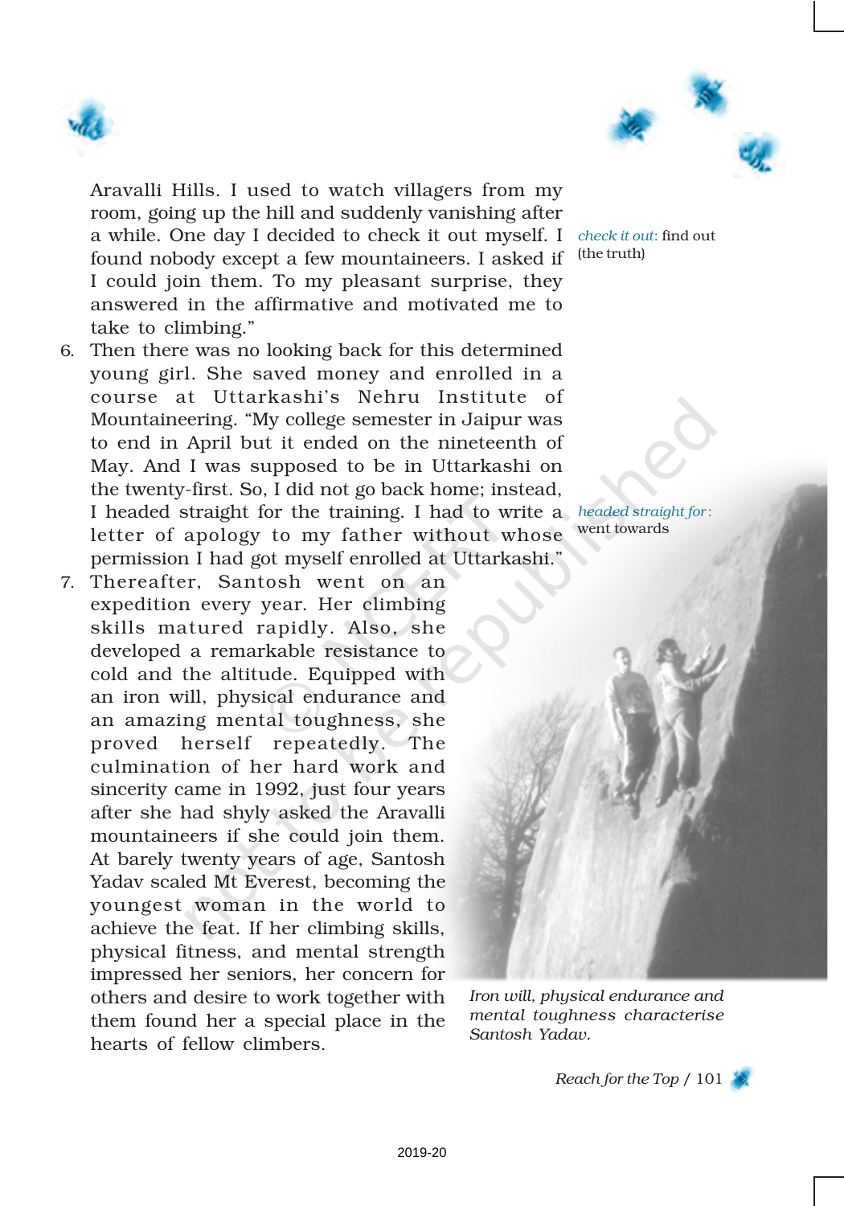Aravalli Hills. I used to watch villagers from my room, going up the hill and suddenly vanishing after a while. One day I decided to check it out myself. I found nobody except a few mountaineers. I asked if I could join them. To my pleasant surprise, they answered in the affirmative and motivated me to take to climbing."

*check it out*: find out (the truth)

6. Then there was no looking back for this determined young girl. She saved money and enrolled in a course at Uttarkashi's Nehru Institute of Mountaineering. "My college semester in Jaipur was to end in April but it ended on the nineteenth of May. And I was supposed to be in Uttarkashi on the twenty-first. So, I did not go back home; instead, I headed straight for the training. I had to write a letter of apology to my father without whose permission I had got myself enrolled at Uttarkashi."

*headed straight for*: went towards

7. Thereafter, Santosh went on an expedition every year. Her climbing skills matured rapidly. Also, she developed a remarkable resistance to cold and the altitude. Equipped with an iron will, physical endurance and an amazing mental toughness, she proved herself repeatedly. The culmination of her hard work and sincerity came in 1992, just four years after she had shyly asked the Aravalli mountaineers if she could join them. At barely twenty years of age, Santosh Yadav scaled Mt Everest, becoming the youngest woman in the world to achieve the feat. If her climbing skills, physical fitness, and mental strength impressed her seniors, her concern for others and desire to work together with them found her a special place in the hearts of fellow climbers.

*Iron will, physical endurance and mental toughness characterise Santosh Yadav.*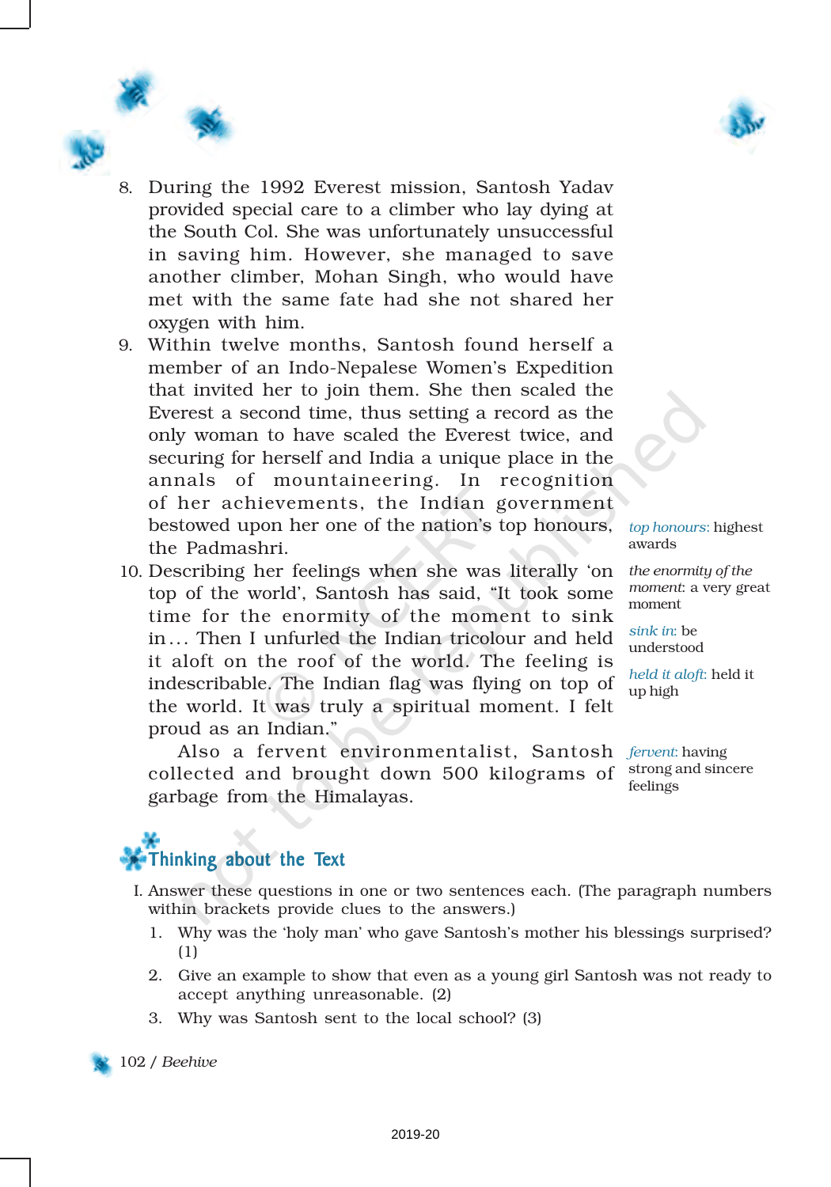8. During the 1992 Everest mission, Santosh Yadav provided special care to a climber who lay dying at the South Col. She was unfortunately unsuccessful in saving him. However, she managed to save another climber, Mohan Singh, who would have met with the same fate had she not shared her oxygen with him.

9. Within twelve months, Santosh found herself a member of an Indo-Nepalese Women's Expedition that invited her to join them. She then scaled the Everest a second time, thus setting a record as the only woman to have scaled the Everest twice, and securing for herself and India a unique place in the annals of mountaineering. In recognition of her achievements, the Indian government bestowed upon her one of the nation's top honours, the Padmashri.

10. Describing her feelings when she was literally 'on top of the world', Santosh has said, "It took some time for the enormity of the moment to sink in… Then I unfurled the Indian tricolour and held it aloft on the roof of the world. The feeling is indescribable. The Indian flag was flying on top of the world. It was truly a spiritual moment. I felt proud as an Indian."

Also a fervent environmentalist, Santosh collected and brought down 500 kilograms of garbage from the Himalayas.

*top honours*: highest awards

*the enormity of the moment*: a very great moment

*sink in*: be understood

*held it aloft*: held it up high

*fervent*: having strong and sincere feelings

## Thinking about the Text

I. Answer these questions in one or two sentences each. (The paragraph numbers within brackets provide clues to the answers.)

1. Why was the 'holy man' who gave Santosh's mother his blessings surprised? (1)
2. Give an example to show that even as a young girl Santosh was not ready to accept anything unreasonable. (2)
3. Why was Santosh sent to the local school? (3)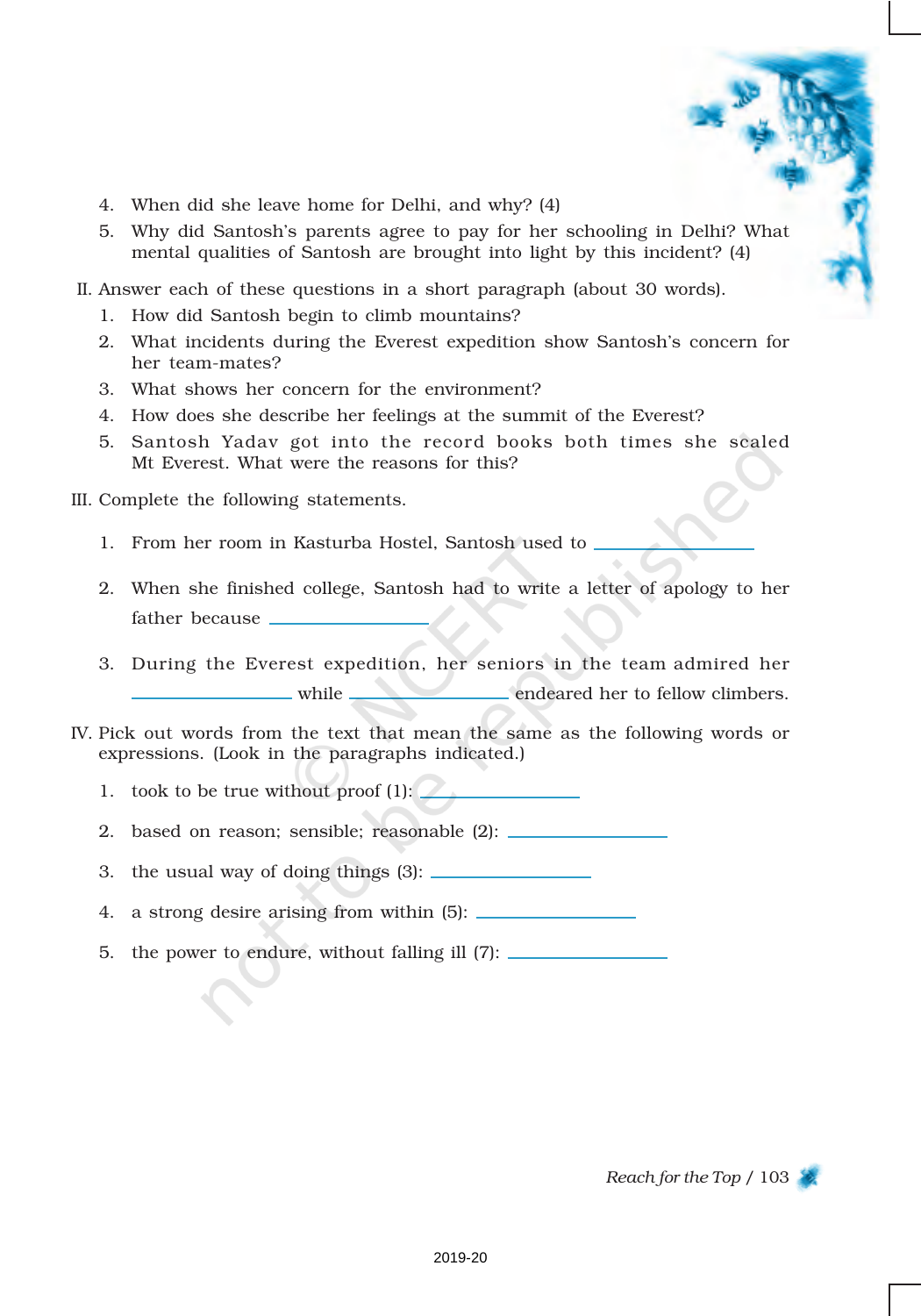4. When did she leave home for Delhi, and why? (4)
5. Why did Santosh's parents agree to pay for her schooling in Delhi? What mental qualities of Santosh are brought into light by this incident? (4)

II. Answer each of these questions in a short paragraph (about 30 words).

1. How did Santosh begin to climb mountains?
2. What incidents during the Everest expedition show Santosh's concern for her team-mates?
3. What shows her concern for the environment?
4. How does she describe her feelings at the summit of the Everest?
5. Santosh Yadav got into the record books both times she scaled Mt Everest. What were the reasons for this?

III. Complete the following statements.

1. From her room in Kasturba Hostel, Santosh used to ________________
2. When she finished college, Santosh had to write a letter of apology to her father because ________________
3. During the Everest expedition, her seniors in the team admired her ________________ while ________________ endeared her to fellow climbers.

IV. Pick out words from the text that mean the same as the following words or expressions. (Look in the paragraphs indicated.)

1. took to be true without proof (1): ________________
2. based on reason; sensible; reasonable (2): ________________
3. the usual way of doing things (3): ________________
4. a strong desire arising from within (5): ________________
5. the power to endure, without falling ill (7): ________________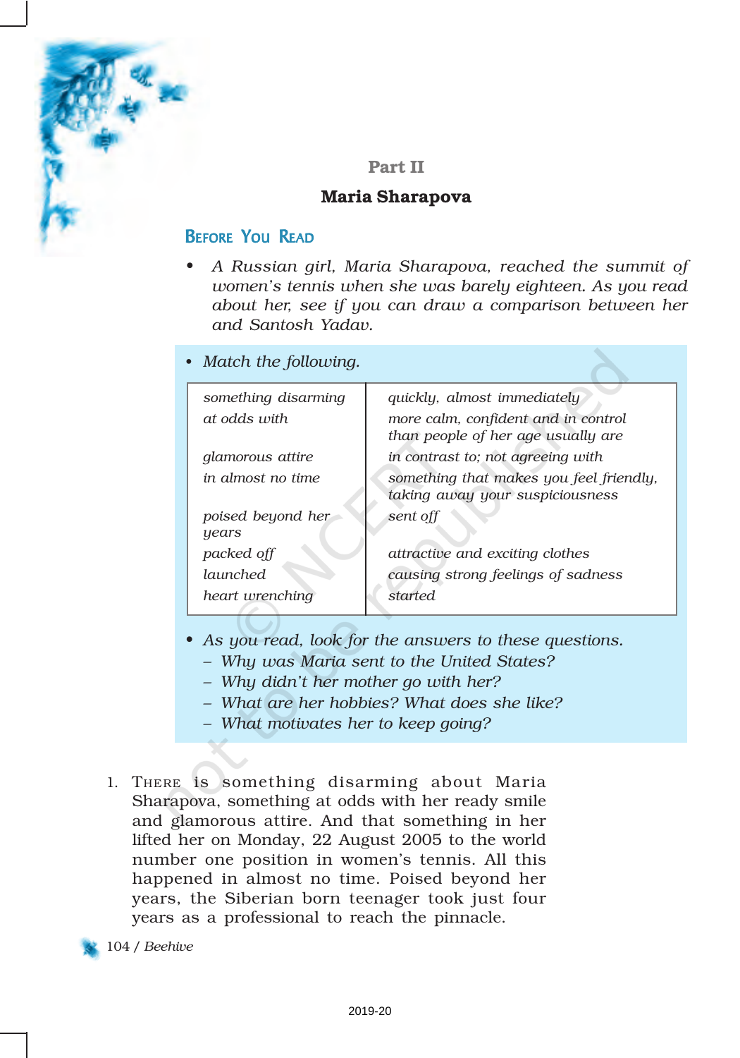## Part II

# Maria Sharapova

### Before You Read

- *A Russian girl, Maria Sharapova, reached the summit of women's tennis when she was barely eighteen. As you read about her, see if you can draw a comparison between her and Santosh Yadav.*

- *Match the following.*

| | |
|---|---|
| *something disarming* | *quickly, almost immediately* |
| *at odds with* | *more calm, confident and in control than people of her age usually are* |
| *glamorous attire* | *in contrast to; not agreeing with* |
| *in almost no time* | *something that makes you feel friendly, taking away your suspiciousness* |
| *poised beyond her years* | *sent off* |
| *packed off* | *attractive and exciting clothes* |
| *launched* | *causing strong feelings of sadness* |
| *heart wrenching* | *started* |

- *As you read, look for the answers to these questions.*
  - *Why was Maria sent to the United States?*
  - *Why didn't her mother go with her?*
  - *What are her hobbies? What does she like?*
  - *What motivates her to keep going?*

1. There is something disarming about Maria Sharapova, something at odds with her ready smile and glamorous attire. And that something in her lifted her on Monday, 22 August 2005 to the world number one position in women's tennis. All this happened in almost no time. Poised beyond her years, the Siberian born teenager took just four years as a professional to reach the pinnacle.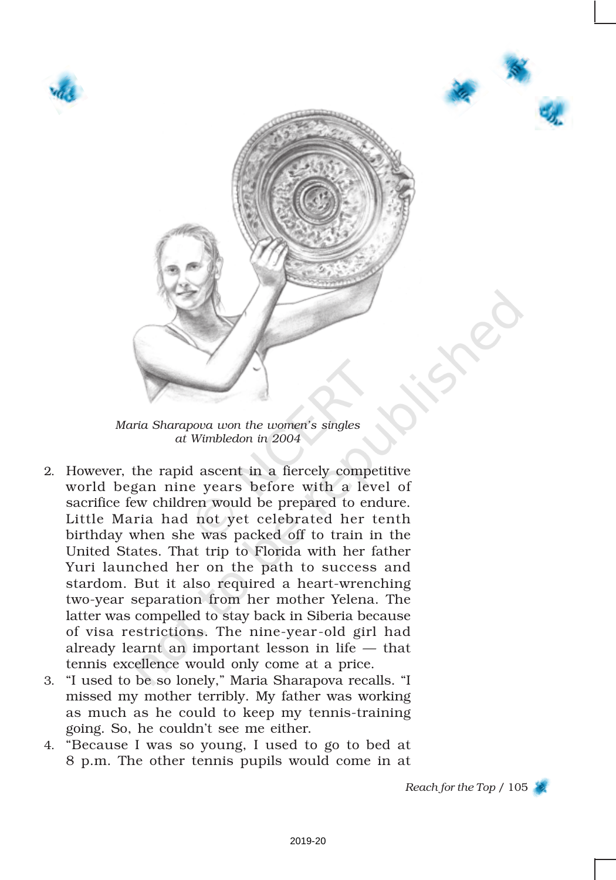*Maria Sharapova won the women's singles at Wimbledon in 2004*

2. However, the rapid ascent in a fiercely competitive world began nine years before with a level of sacrifice few children would be prepared to endure. Little Maria had not yet celebrated her tenth birthday when she was packed off to train in the United States. That trip to Florida with her father Yuri launched her on the path to success and stardom. But it also required a heart-wrenching two-year separation from her mother Yelena. The latter was compelled to stay back in Siberia because of visa restrictions. The nine-year-old girl had already learnt an important lesson in life — that tennis excellence would only come at a price.
3. "I used to be so lonely," Maria Sharapova recalls. "I missed my mother terribly. My father was working as much as he could to keep my tennis-training going. So, he couldn't see me either.
4. "Because I was so young, I used to go to bed at 8 p.m. The other tennis pupils would come in at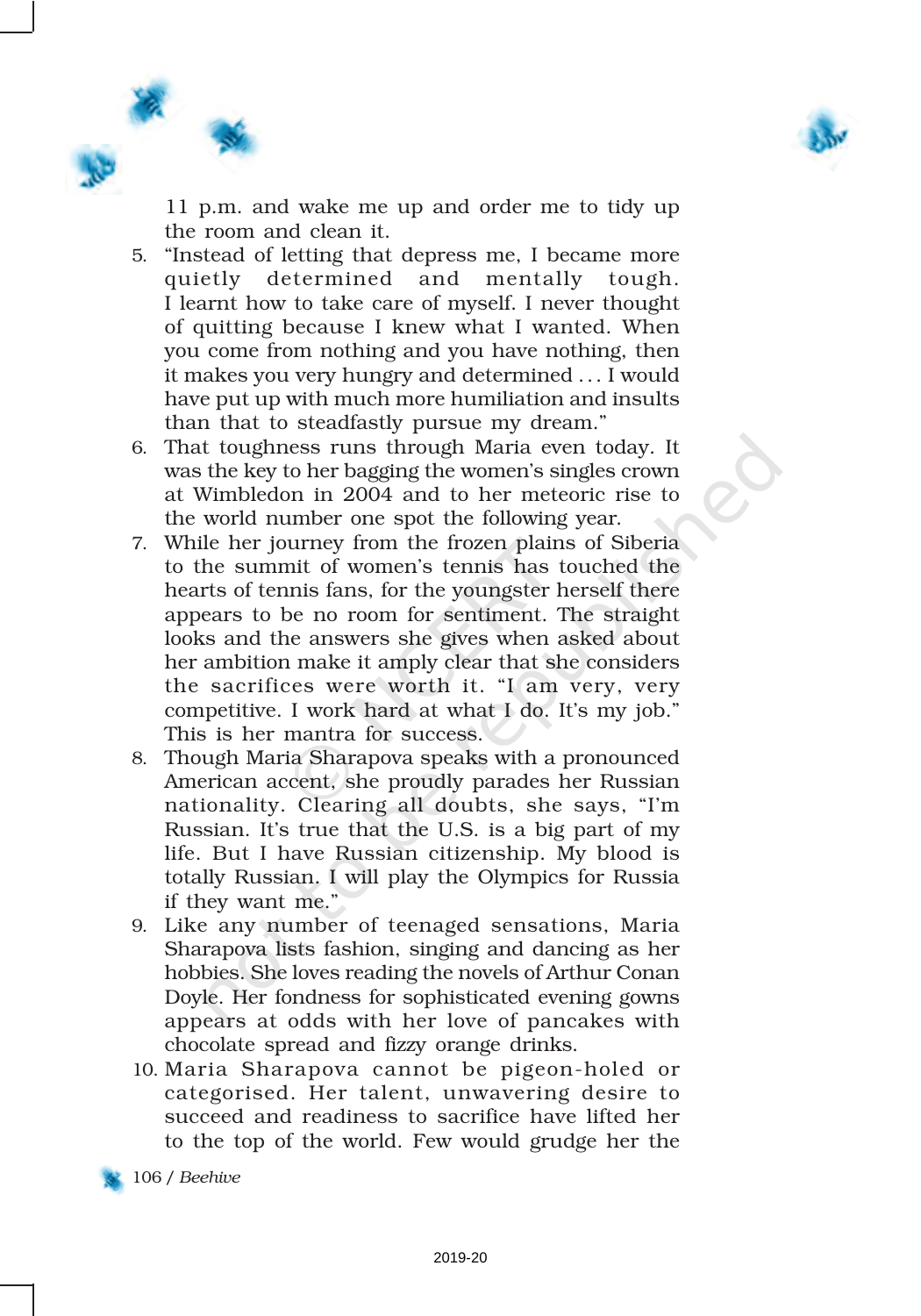11 p.m. and wake me up and order me to tidy up the room and clean it.

5. "Instead of letting that depress me, I became more quietly determined and mentally tough. I learnt how to take care of myself. I never thought of quitting because I knew what I wanted. When you come from nothing and you have nothing, then it makes you very hungry and determined . . . I would have put up with much more humiliation and insults than that to steadfastly pursue my dream."
6. That toughness runs through Maria even today. It was the key to her bagging the women's singles crown at Wimbledon in 2004 and to her meteoric rise to the world number one spot the following year.
7. While her journey from the frozen plains of Siberia to the summit of women's tennis has touched the hearts of tennis fans, for the youngster herself there appears to be no room for sentiment. The straight looks and the answers she gives when asked about her ambition make it amply clear that she considers the sacrifices were worth it. "I am very, very competitive. I work hard at what I do. It's my job." This is her mantra for success.
8. Though Maria Sharapova speaks with a pronounced American accent, she proudly parades her Russian nationality. Clearing all doubts, she says, "I'm Russian. It's true that the U.S. is a big part of my life. But I have Russian citizenship. My blood is totally Russian. I will play the Olympics for Russia if they want me."
9. Like any number of teenaged sensations, Maria Sharapova lists fashion, singing and dancing as her hobbies. She loves reading the novels of Arthur Conan Doyle. Her fondness for sophisticated evening gowns appears at odds with her love of pancakes with chocolate spread and fizzy orange drinks.
10. Maria Sharapova cannot be pigeon-holed or categorised. Her talent, unwavering desire to succeed and readiness to sacrifice have lifted her to the top of the world. Few would grudge her the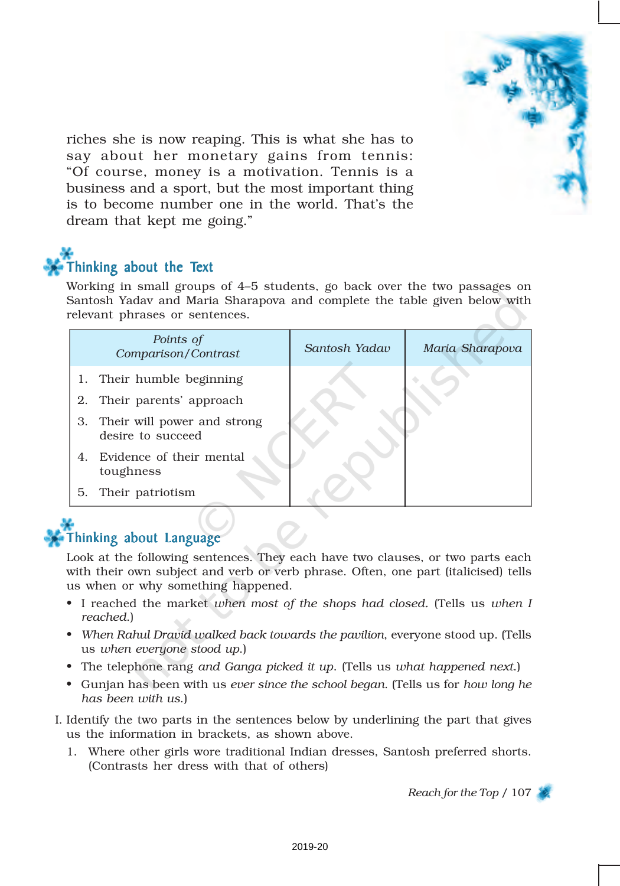riches she is now reaping. This is what she has to say about her monetary gains from tennis: "Of course, money is a motivation. Tennis is a business and a sport, but the most important thing is to become number one in the world. That's the dream that kept me going."

## Thinking about the Text

Working in small groups of 4–5 students, go back over the two passages on Santosh Yadav and Maria Sharapova and complete the table given below with relevant phrases or sentences.

| *Points of Comparison/Contrast* | *Santosh Yadav* | *Maria Sharapova* |
|---|---|---|
| 1. Their humble beginning | | |
| 2. Their parents' approach | | |
| 3. Their will power and strong desire to succeed | | |
| 4. Evidence of their mental toughness | | |
| 5. Their patriotism | | |

## Thinking about Language

Look at the following sentences. They each have two clauses, or two parts each with their own subject and verb or verb phrase. Often, one part (italicised) tells us when or why something happened.

- I reached the market *when most of the shops had closed.* (Tells us *when I reached.*)
- *When Rahul Dravid walked back towards the pavilion*, everyone stood up. (Tells us *when everyone stood up.*)
- The telephone rang *and Ganga picked it up*. (Tells us *what happened next.*)
- Gunjan has been with us *ever since the school began.* (Tells us for *how long he has been with us.*)

I. Identify the two parts in the sentences below by underlining the part that gives us the information in brackets, as shown above.

1. Where other girls wore traditional Indian dresses, Santosh preferred shorts. (Contrasts her dress with that of others)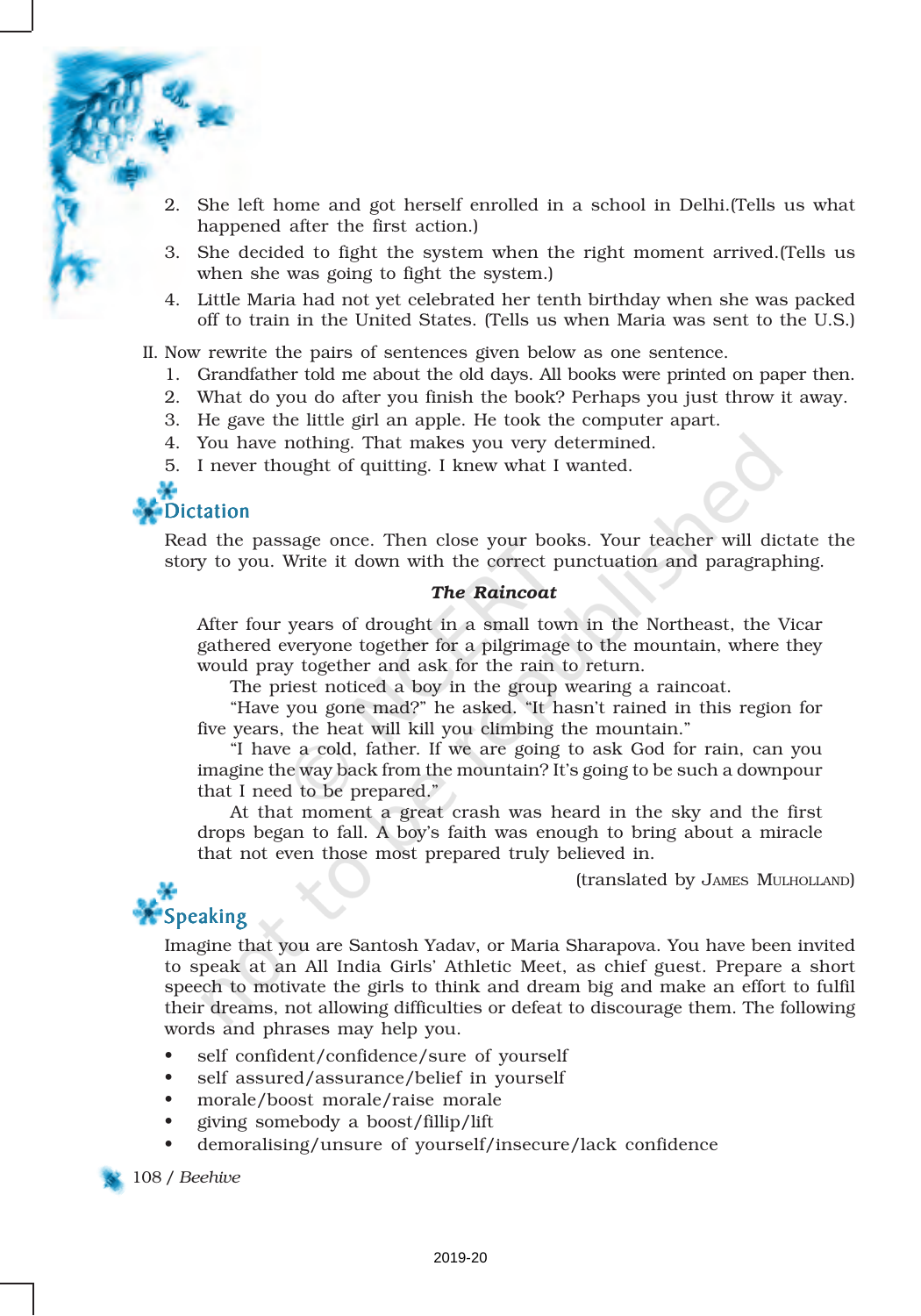2. She left home and got herself enrolled in a school in Delhi.(Tells us what happened after the first action.)
3. She decided to fight the system when the right moment arrived.(Tells us when she was going to fight the system.)
4. Little Maria had not yet celebrated her tenth birthday when she was packed off to train in the United States. (Tells us when Maria was sent to the U.S.)

II. Now rewrite the pairs of sentences given below as one sentence.

1. Grandfather told me about the old days. All books were printed on paper then.
2. What do you do after you finish the book? Perhaps you just throw it away.
3. He gave the little girl an apple. He took the computer apart.
4. You have nothing. That makes you very determined.
5. I never thought of quitting. I knew what I wanted.

## Dictation

Read the passage once. Then close your books. Your teacher will dictate the story to you. Write it down with the correct punctuation and paragraphing.

***The Raincoat***

After four years of drought in a small town in the Northeast, the Vicar gathered everyone together for a pilgrimage to the mountain, where they would pray together and ask for the rain to return.

The priest noticed a boy in the group wearing a raincoat.

"Have you gone mad?" he asked. "It hasn't rained in this region for five years, the heat will kill you climbing the mountain."

"I have a cold, father. If we are going to ask God for rain, can you imagine the way back from the mountain? It's going to be such a downpour that I need to be prepared."

At that moment a great crash was heard in the sky and the first drops began to fall. A boy's faith was enough to bring about a miracle that not even those most prepared truly believed in.

(translated by James Mulholland)

## Speaking

Imagine that you are Santosh Yadav, or Maria Sharapova. You have been invited to speak at an All India Girls' Athletic Meet, as chief guest. Prepare a short speech to motivate the girls to think and dream big and make an effort to fulfil their dreams, not allowing difficulties or defeat to discourage them. The following words and phrases may help you.

- self confident/confidence/sure of yourself
- self assured/assurance/belief in yourself
- morale/boost morale/raise morale
- giving somebody a boost/fillip/lift
- demoralising/unsure of yourself/insecure/lack confidence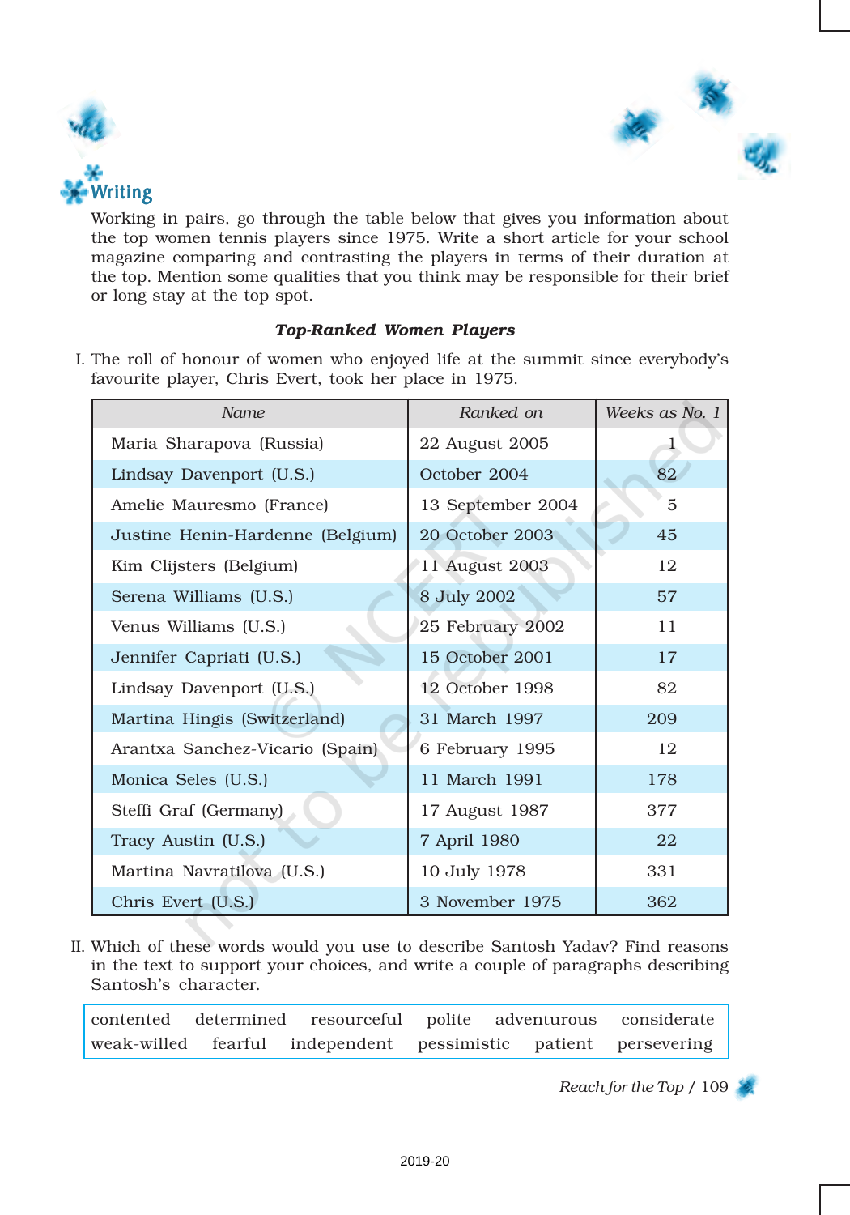## Writing

Working in pairs, go through the table below that gives you information about the top women tennis players since 1975. Write a short article for your school magazine comparing and contrasting the players in terms of their duration at the top. Mention some qualities that you think may be responsible for their brief or long stay at the top spot.

***Top-Ranked Women Players***

I. The roll of honour of women who enjoyed life at the summit since everybody's favourite player, Chris Evert, took her place in 1975.

| *Name* | *Ranked on* | *Weeks as No. 1* |
|---|---|---|
| Maria Sharapova (Russia) | 22 August 2005 | 1 |
| Lindsay Davenport (U.S.) | October 2004 | 82 |
| Amelie Mauresmo (France) | 13 September 2004 | 5 |
| Justine Henin-Hardenne (Belgium) | 20 October 2003 | 45 |
| Kim Clijsters (Belgium) | 11 August 2003 | 12 |
| Serena Williams (U.S.) | 8 July 2002 | 57 |
| Venus Williams (U.S.) | 25 February 2002 | 11 |
| Jennifer Capriati (U.S.) | 15 October 2001 | 17 |
| Lindsay Davenport (U.S.) | 12 October 1998 | 82 |
| Martina Hingis (Switzerland) | 31 March 1997 | 209 |
| Arantxa Sanchez-Vicario (Spain) | 6 February 1995 | 12 |
| Monica Seles (U.S.) | 11 March 1991 | 178 |
| Steffi Graf (Germany) | 17 August 1987 | 377 |
| Tracy Austin (U.S.) | 7 April 1980 | 22 |
| Martina Navratilova (U.S.) | 10 July 1978 | 331 |
| Chris Evert (U.S.) | 3 November 1975 | 362 |

II. Which of these words would you use to describe Santosh Yadav? Find reasons in the text to support your choices, and write a couple of paragraphs describing Santosh's character.

| contented | determined | resourceful | polite | adventurous | considerate |
|---|---|---|---|---|---|
| weak-willed | fearful | independent | pessimistic | patient | persevering |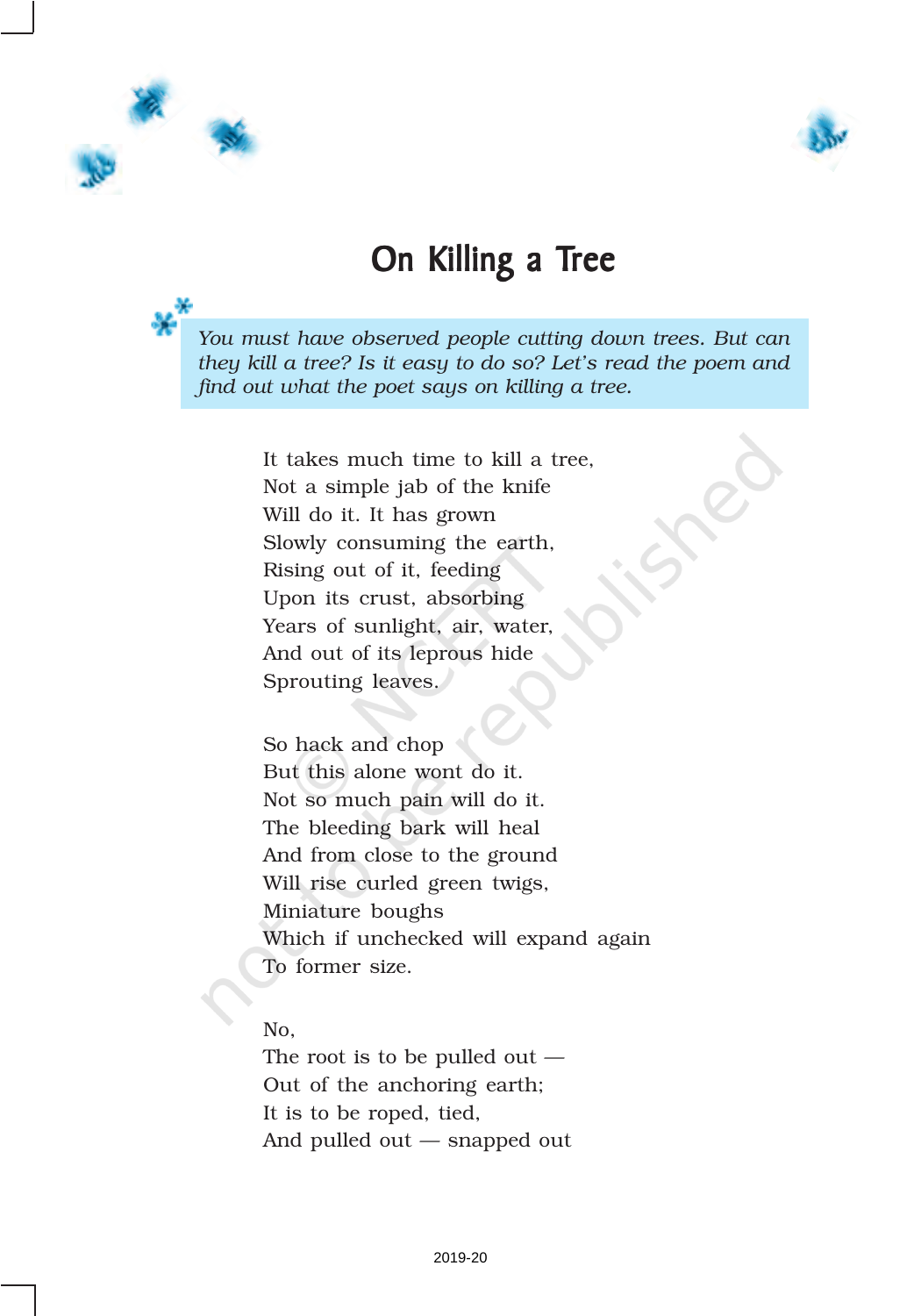# On Killing a Tree

*You must have observed people cutting down trees. But can they kill a tree? Is it easy to do so? Let's read the poem and find out what the poet says on killing a tree.*

It takes much time to kill a tree,  
Not a simple jab of the knife  
Will do it. It has grown  
Slowly consuming the earth,  
Rising out of it, feeding  
Upon its crust, absorbing  
Years of sunlight, air, water,  
And out of its leprous hide  
Sprouting leaves.

So hack and chop  
But this alone wont do it.  
Not so much pain will do it.  
The bleeding bark will heal  
And from close to the ground  
Will rise curled green twigs,  
Miniature boughs  
Which if unchecked will expand again  
To former size.

No,  
The root is to be pulled out —  
Out of the anchoring earth;  
It is to be roped, tied,  
And pulled out — snapped out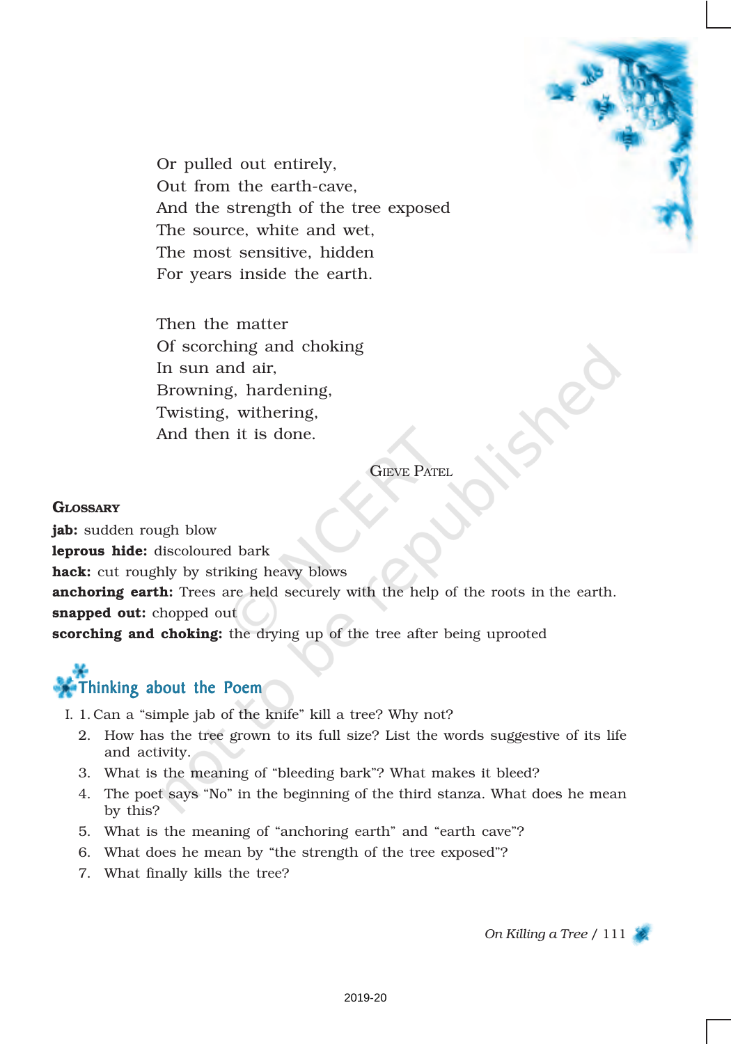Or pulled out entirely,
Out from the earth-cave,
And the strength of the tree exposed
The source, white and wet,
The most sensitive, hidden
For years inside the earth.

Then the matter
Of scorching and choking
In sun and air,
Browning, hardening,
Twisting, withering,
And then it is done.

GIEVE PATEL

## GLOSSARY

**jab:** sudden rough blow
**leprous hide:** discoloured bark
**hack:** cut roughly by striking heavy blows
**anchoring earth:** Trees are held securely with the help of the roots in the earth.
**snapped out:** chopped out
**scorching and choking:** the drying up of the tree after being uprooted

## Thinking about the Poem

I. 1. Can a "simple jab of the knife" kill a tree? Why not?

2. How has the tree grown to its full size? List the words suggestive of its life and activity.

3. What is the meaning of "bleeding bark"? What makes it bleed?

4. The poet says "No" in the beginning of the third stanza. What does he mean by this?

5. What is the meaning of "anchoring earth" and "earth cave"?

6. What does he mean by "the strength of the tree exposed"?

7. What finally kills the tree?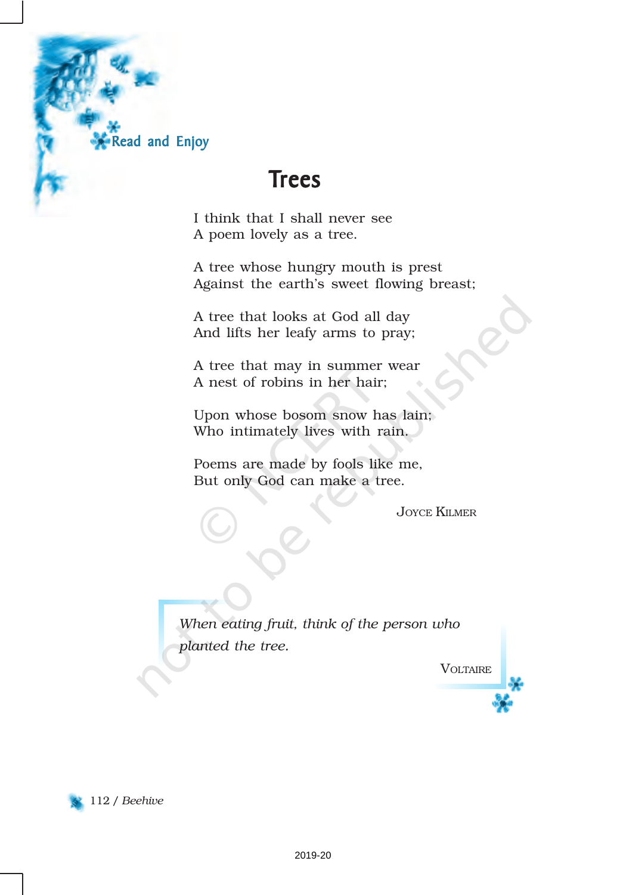Read and Enjoy

# Trees

I think that I shall never see
A poem lovely as a tree.

A tree whose hungry mouth is prest
Against the earth's sweet flowing breast;

A tree that looks at God all day
And lifts her leafy arms to pray;

A tree that may in summer wear
A nest of robins in her hair;

Upon whose bosom snow has lain;
Who intimately lives with rain.

Poems are made by fools like me,
But only God can make a tree.

JOYCE KILMER

*When eating fruit, think of the person who planted the tree.*

VOLTAIRE